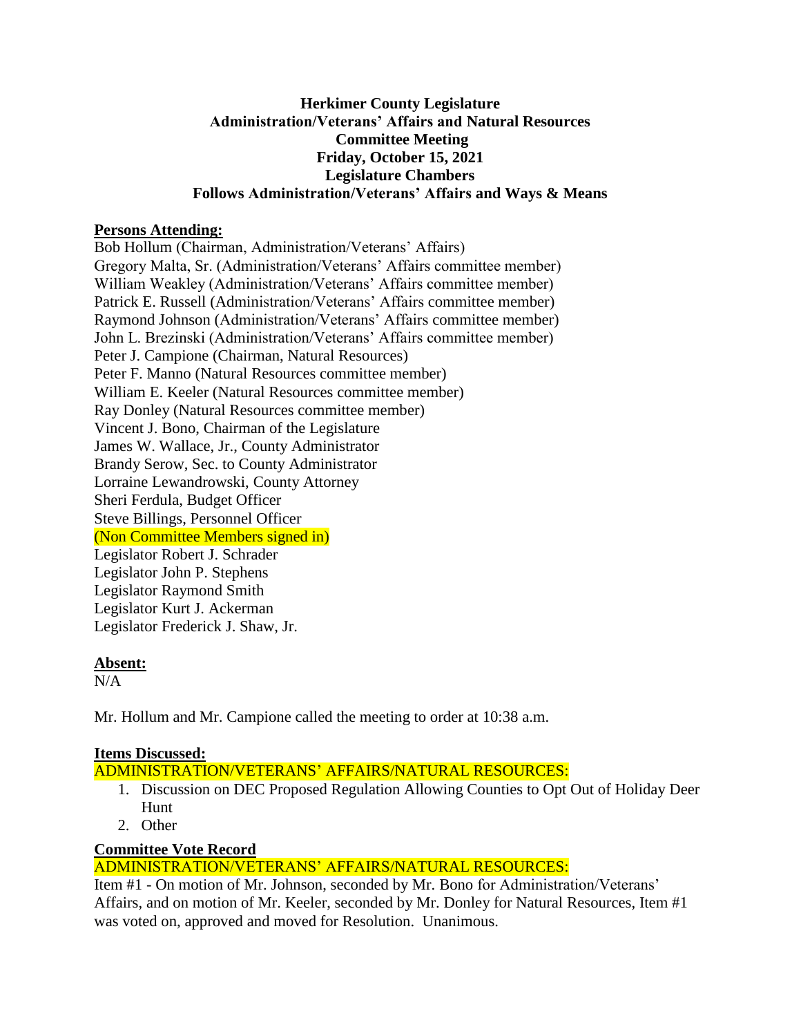# Herkimer County Legislature
## Administration/Veterans' Affairs and Natural Resources
## Committee Meeting
## Friday, October 15, 2021
## Legislature Chambers
## Follows Administration/Veterans' Affairs and Ways & Means

**Persons Attending:**

Bob Hollum (Chairman, Administration/Veterans' Affairs)
Gregory Malta, Sr. (Administration/Veterans' Affairs committee member)
William Weakley (Administration/Veterans' Affairs committee member)
Patrick E. Russell (Administration/Veterans' Affairs committee member)
Raymond Johnson (Administration/Veterans' Affairs committee member)
John L. Brezinski (Administration/Veterans' Affairs committee member)
Peter J. Campione (Chairman, Natural Resources)
Peter F. Manno (Natural Resources committee member)
William E. Keeler (Natural Resources committee member)
Ray Donley (Natural Resources committee member)
Vincent J. Bono, Chairman of the Legislature
James W. Wallace, Jr., County Administrator
Brandy Serow, Sec. to County Administrator
Lorraine Lewandrowski, County Attorney
Sheri Ferdula, Budget Officer
Steve Billings, Personnel Officer
(Non Committee Members signed in)
Legislator Robert J. Schrader
Legislator John P. Stephens
Legislator Raymond Smith
Legislator Kurt J. Ackerman
Legislator Frederick J. Shaw, Jr.

**Absent:**

N/A

Mr. Hollum and Mr. Campione called the meeting to order at 10:38 a.m.

**Items Discussed:**

ADMINISTRATION/VETERANS' AFFAIRS/NATURAL RESOURCES:

1. Discussion on DEC Proposed Regulation Allowing Counties to Opt Out of Holiday Deer Hunt
2. Other

**Committee Vote Record**

ADMINISTRATION/VETERANS' AFFAIRS/NATURAL RESOURCES:

Item #1 - On motion of Mr. Johnson, seconded by Mr. Bono for Administration/Veterans' Affairs, and on motion of Mr. Keeler, seconded by Mr. Donley for Natural Resources, Item #1 was voted on, approved and moved for Resolution. Unanimous.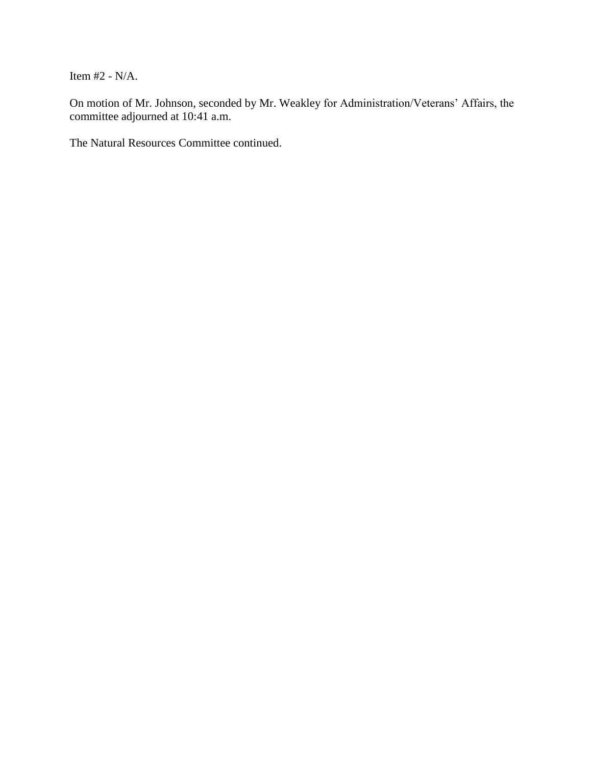Item #2 - N/A.

On motion of Mr. Johnson, seconded by Mr. Weakley for Administration/Veterans' Affairs, the committee adjourned at 10:41 a.m.

The Natural Resources Committee continued.